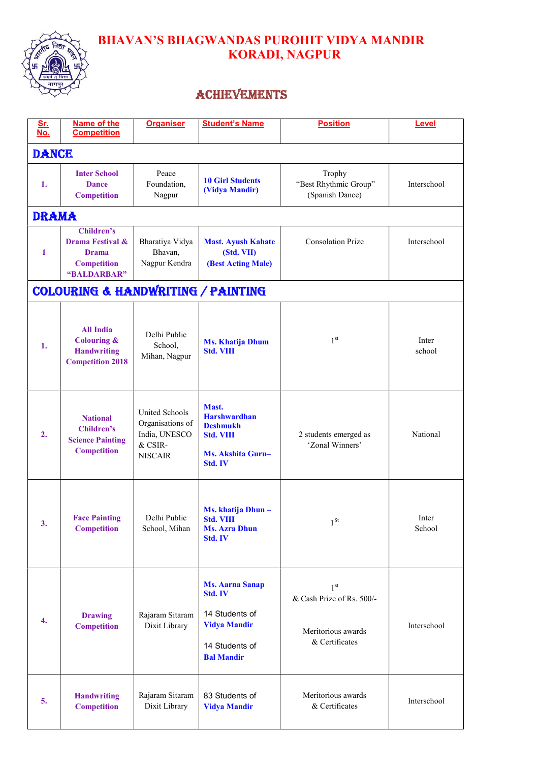# BHAVAN'S BHAGWANDAS PUROHIT VIDYA MANDIR
# KORADI, NAGPUR

## ACHIEVEMENTS

| Sr. No. | Name of the Competition | Organiser | Student's Name | Position | Level |
|---|---|---|---|---|---|
| **DANCE** | | | | | |
| 1. | Inter School Dance Competition | Peace Foundation, Nagpur | 10 Girl Students (Vidya Mandir) | Trophy "Best Rhythmic Group" (Spanish Dance) | Interschool |
| **DRAMA** | | | | | |
| 1 | Children's Drama Festival & Drama Competition "BALDARBAR" | Bharatiya Vidya Bhavan, Nagpur Kendra | Mast. Ayush Kahate (Std. VII) (Best Acting Male) | Consolation Prize | Interschool |
| **COLOURING & HANDWRITING / PAINTING** | | | | | |
| 1. | All India Colouring & Handwriting Competition 2018 | Delhi Public School, Mihan, Nagpur | Ms. Khatija Dhum Std. VIII | 1st | Inter school |
| 2. | National Children's Science Painting Competition | United Schools Organisations of India, UNESCO & CSIR-NISCAIR | Mast. Harshwardhan Deshmukh Std. VIII<br><br>Ms. Akshita Guru– Std. IV | 2 students emerged as 'Zonal Winners' | National |
| 3. | Face Painting Competition | Delhi Public School, Mihan | Ms. khatija Dhun – Std. VIII<br>Ms. Azra Dhun Std. IV | 1St | Inter School |
| 4. | Drawing Competition | Rajaram Sitaram Dixit Library | Ms. Aarna Sanap Std. IV<br><br>14 Students of Vidya Mandir<br><br>14 Students of Bal Mandir | 1st & Cash Prize of Rs. 500/-<br><br>Meritorious awards & Certificates | Interschool |
| 5. | Handwriting Competition | Rajaram Sitaram Dixit Library | 83 Students of Vidya Mandir | Meritorious awards & Certificates | Interschool |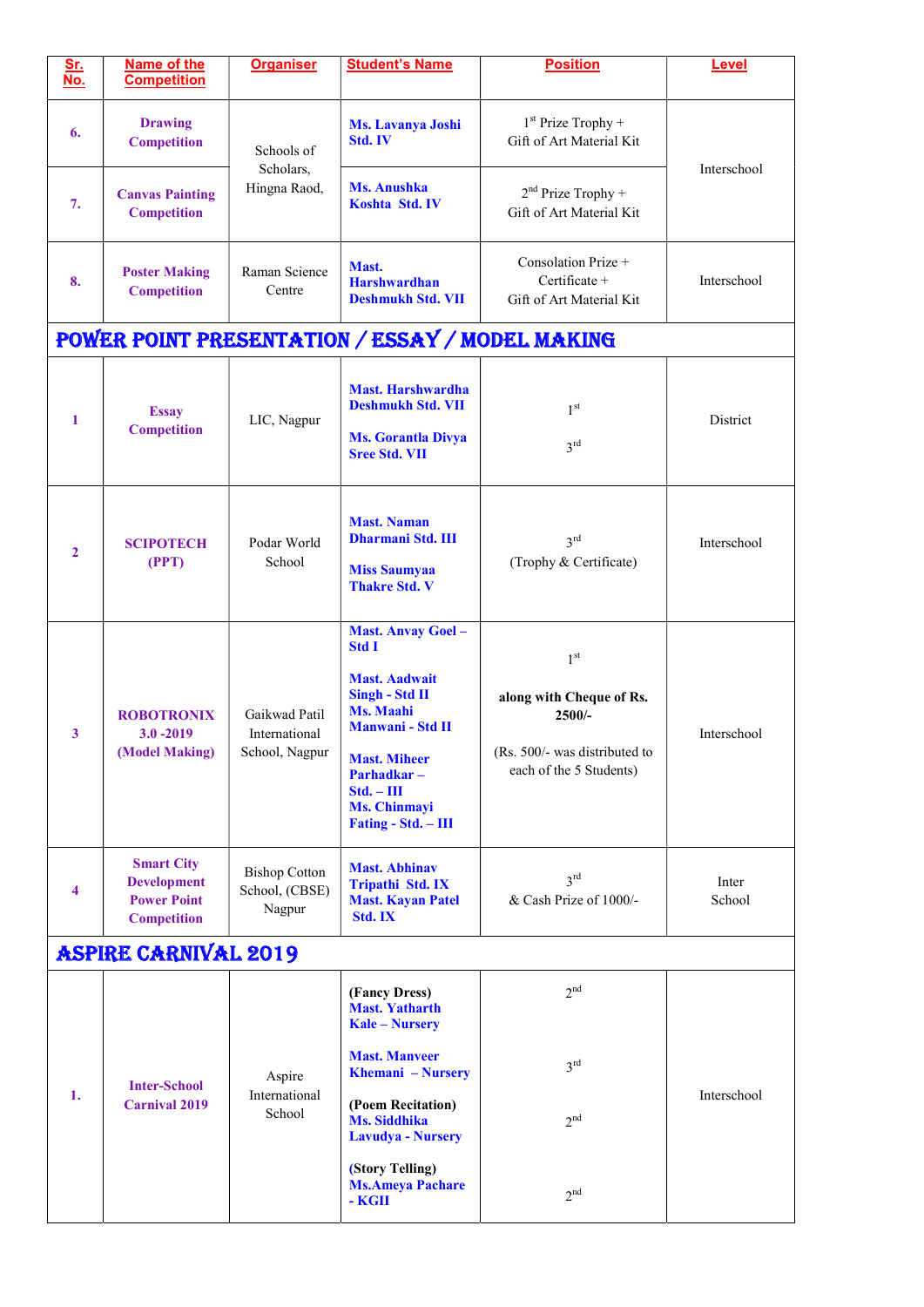| Sr. No. | Name of the Competition | Organiser | Student's Name | Position | Level |
|---|---|---|---|---|---|
| 6. | Drawing Competition | Schools of Scholars, Hingna Raod, | Ms. Lavanya Joshi Std. IV | 1st Prize Trophy + Gift of Art Material Kit | Interschool |
| 7. | Canvas Painting Competition | | Ms. Anushka Koshta Std. IV | 2nd Prize Trophy + Gift of Art Material Kit | |
| 8. | Poster Making Competition | Raman Science Centre | Mast. Harshwardhan Deshmukh Std. VII | Consolation Prize + Certificate + Gift of Art Material Kit | Interschool |
| **POWER POINT PRESENTATION / ESSAY / MODEL MAKING** | | | | | |
| 1 | Essay Competition | LIC, Nagpur | Mast. Harshwardha Deshmukh Std. VII<br><br>Ms. Gorantla Divya Sree Std. VII | 1st<br><br>3rd | District |
| 2 | SCIPOTECH (PPT) | Podar World School | Mast. Naman Dharmani Std. III<br><br>Miss Saumyaa Thakre Std. V | 3rd<br>(Trophy & Certificate) | Interschool |
| 3 | ROBOTRONIX 3.0 -2019 (Model Making) | Gaikwad Patil International School, Nagpur | Mast. Anvay Goel – Std I<br><br>Mast. Aadwait Singh - Std II<br>Ms. Maahi Manwani - Std II<br><br>Mast. Miheer Parhadkar – Std. – III<br>Ms. Chinmayi Fating - Std. – III | 1st<br><br>**along with Cheque of Rs. 2500/-**<br><br>(Rs. 500/- was distributed to each of the 5 Students) | Interschool |
| 4 | Smart City Development Power Point Competition | Bishop Cotton School, (CBSE) Nagpur | Mast. Abhinav Tripathi Std. IX<br>Mast. Kayan Patel Std. IX | 3rd<br>& Cash Prize of 1000/- | Inter School |
| **ASPIRE CARNIVAL 2019** | | | | | |
| 1. | Inter-School Carnival 2019 | Aspire International School | (Fancy Dress)<br>Mast. Yatharth Kale – Nursery<br><br>Mast. Manveer Khemani – Nursery<br><br>(Poem Recitation)<br>Ms. Siddhika Lavudya - Nursery<br><br>(Story Telling)<br>Ms.Ameya Pachare - KGII | 2nd<br><br>3rd<br><br>2nd<br><br>2nd | Interschool |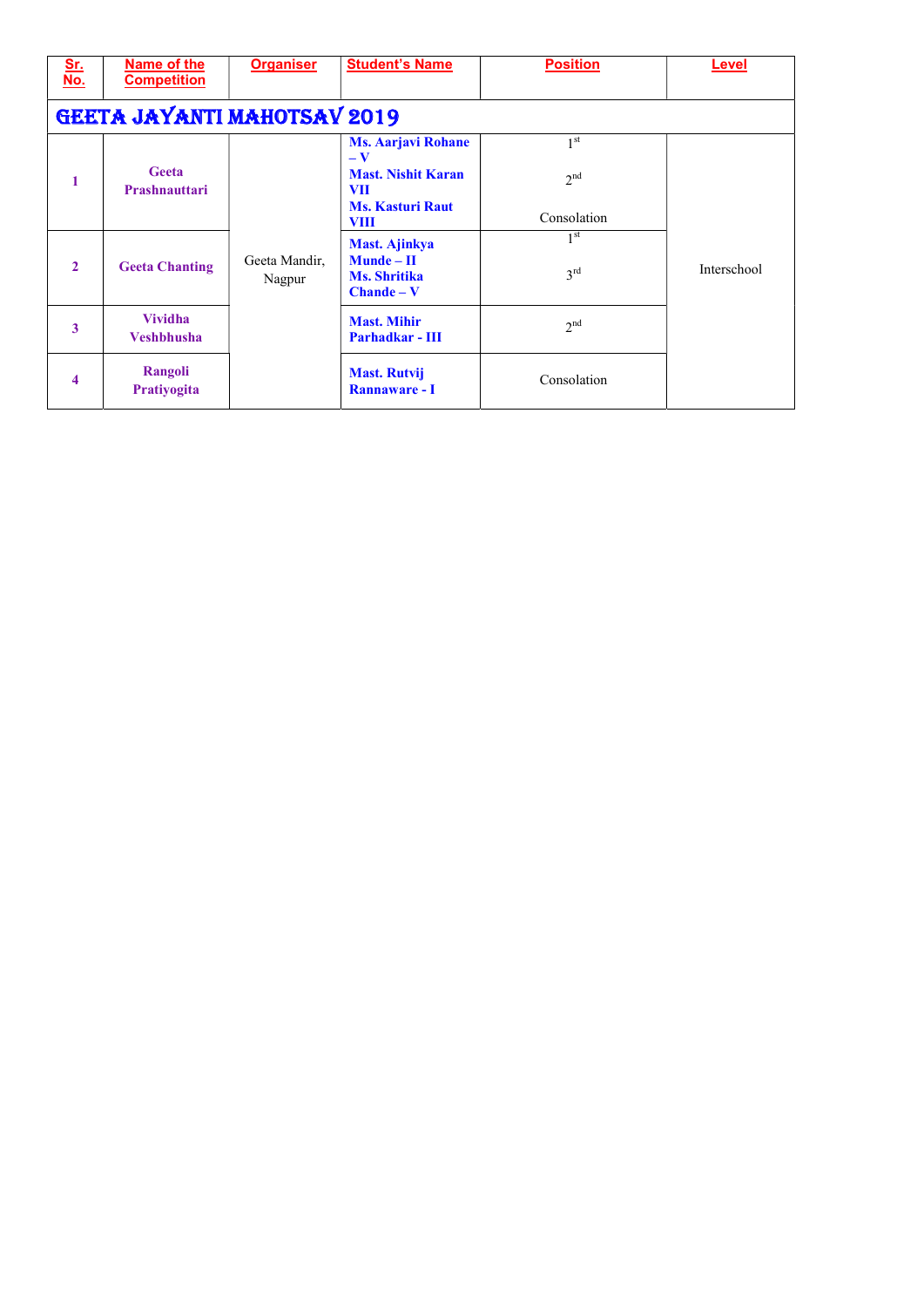| Sr. No. | Name of the Competition | Organiser | Student's Name | Position | Level |
|---|---|---|---|---|---|
| **GEETA JAYANTI MAHOTSAV 2019** | | | | | |
| 1 | Geeta Prashnauttari | Geeta Mandir, Nagpur | Ms. Aarjavi Rohane – V | 1st | Interschool |
| | | | Mast. Nishit Karan VII | 2nd | |
| | | | Ms. Kasturi Raut VIII | Consolation | |
| 2 | Geeta Chanting | | Mast. Ajinkya Munde – II | 1st | |
| | | | Ms. Shritika Chande – V | 3rd | |
| 3 | Vividha Veshbhusha | | Mast. Mihir Parhadkar - III | 2nd | |
| 4 | Rangoli Pratiyogita | | Mast. Rutvij Rannaware - I | Consolation | |